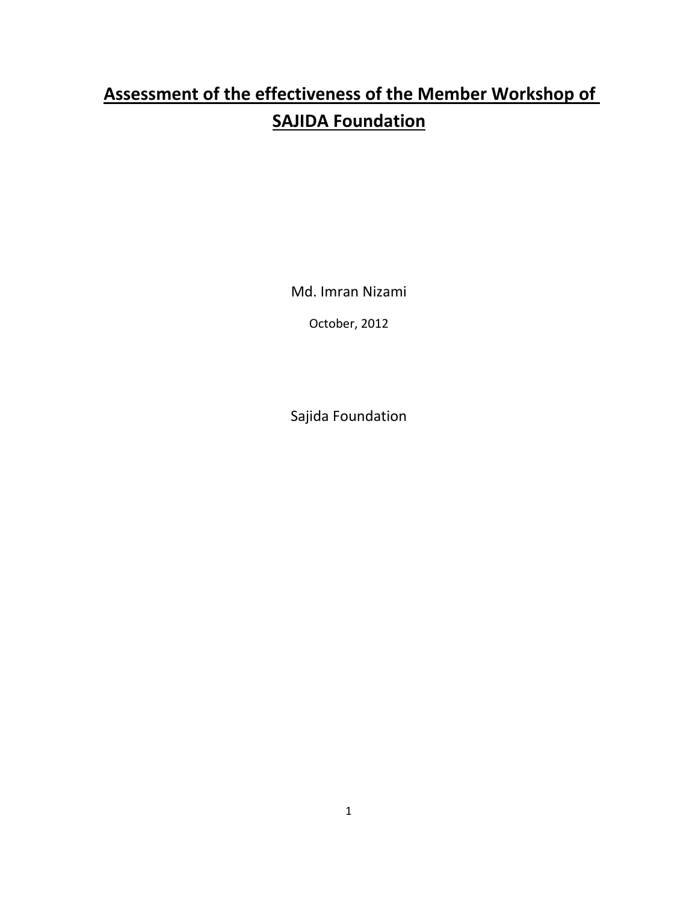# Assessment of the effectiveness of the Member Workshop of SAJIDA Foundation

Md. Imran Nizami

October, 2012

Sajida Foundation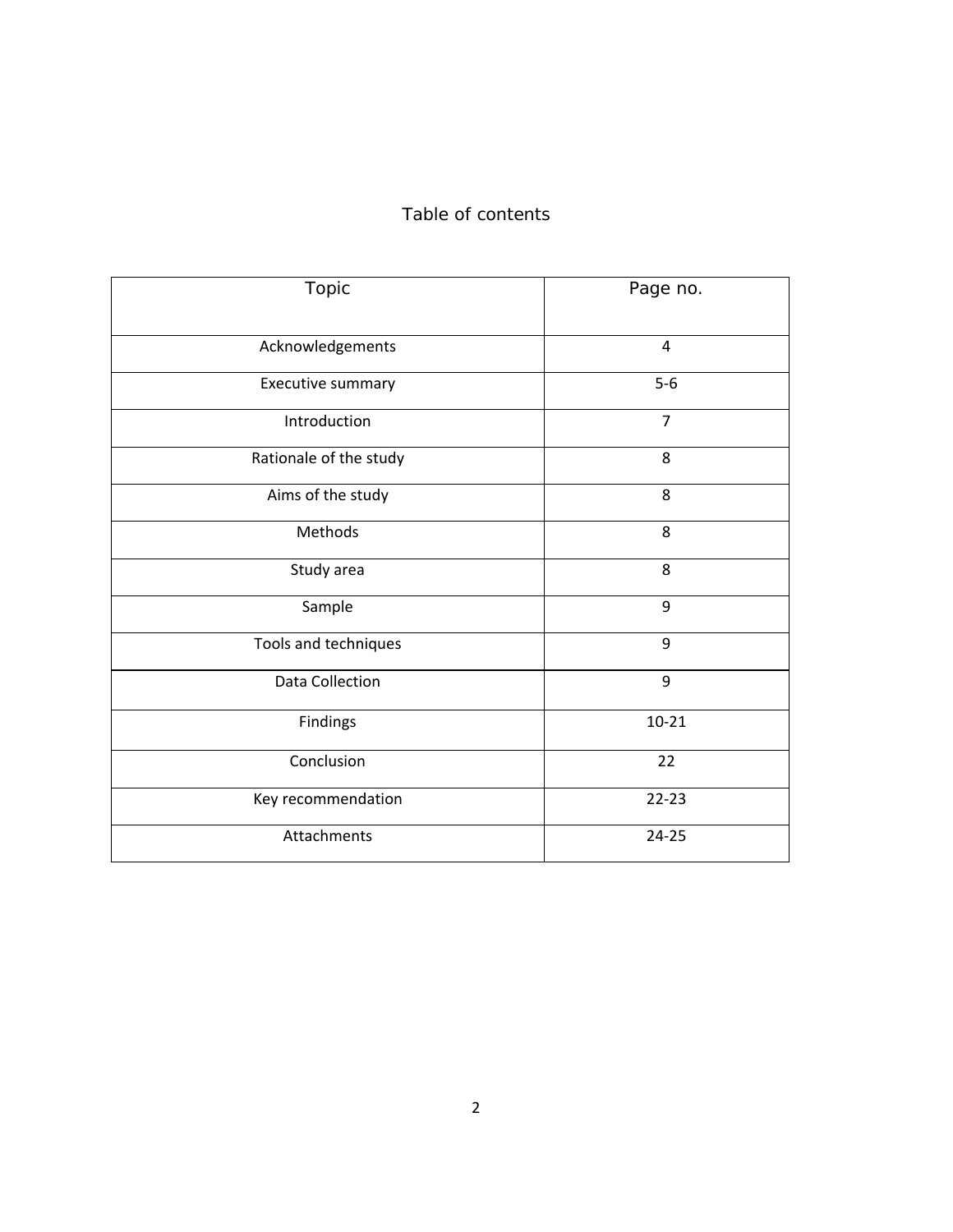# Table of contents

| Topic | Page no. |
|---|---|
| Acknowledgements | 4 |
| Executive summary | 5-6 |
| Introduction | 7 |
| Rationale of the study | 8 |
| Aims of the study | 8 |
| Methods | 8 |
| Study area | 8 |
| Sample | 9 |
| Tools and techniques | 9 |
| Data Collection | 9 |
| Findings | 10-21 |
| Conclusion | 22 |
| Key recommendation | 22-23 |
| Attachments | 24-25 |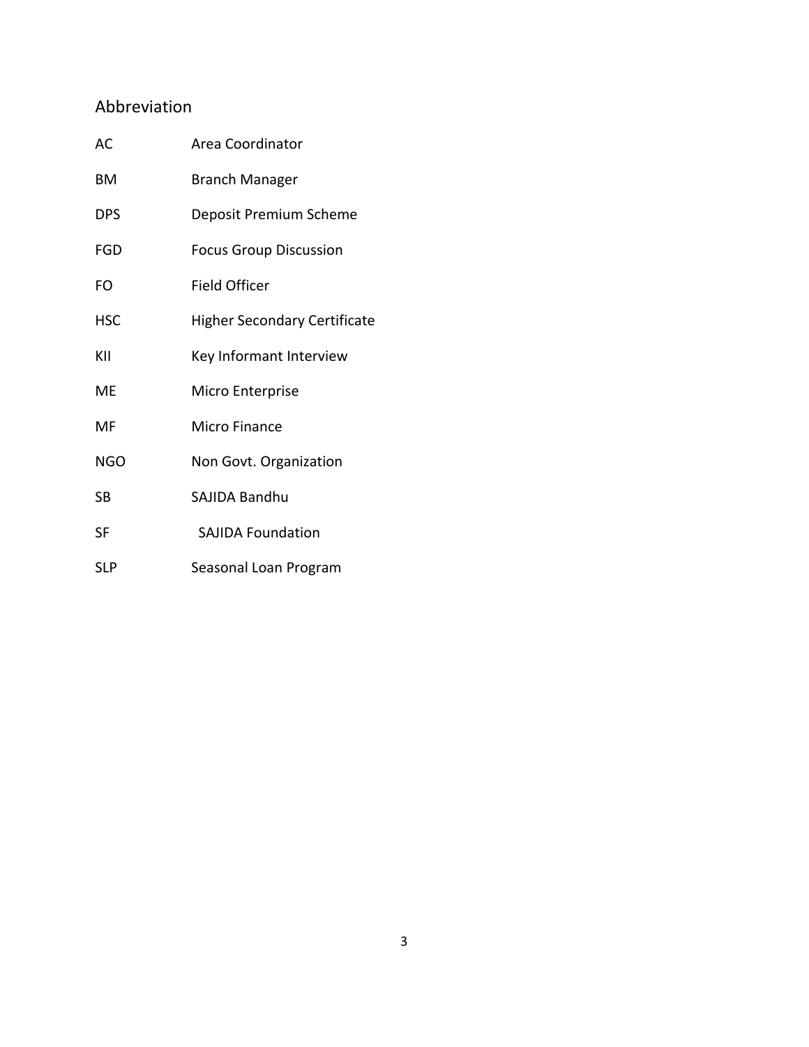## Abbreviation

| | |
|---|---|
| AC | Area Coordinator |
| BM | Branch Manager |
| DPS | Deposit Premium Scheme |
| FGD | Focus Group Discussion |
| FO | Field Officer |
| HSC | Higher Secondary Certificate |
| KII | Key Informant Interview |
| ME | Micro Enterprise |
| MF | Micro Finance |
| NGO | Non Govt. Organization |
| SB | SAJIDA Bandhu |
| SF | SAJIDA Foundation |
| SLP | Seasonal Loan Program |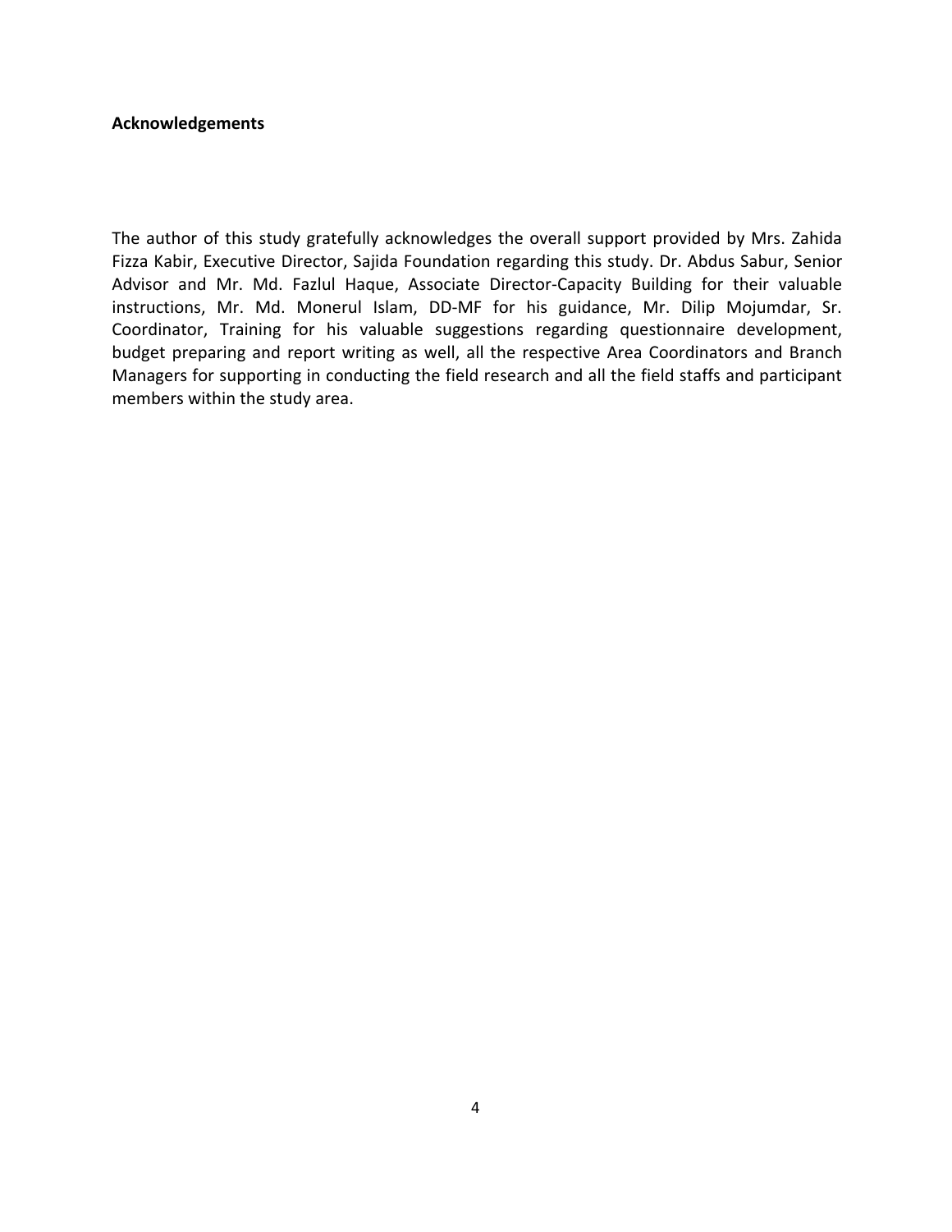**Acknowledgements**

The author of this study gratefully acknowledges the overall support provided by Mrs. Zahida Fizza Kabir, Executive Director, Sajida Foundation regarding this study. Dr. Abdus Sabur, Senior Advisor and Mr. Md. Fazlul Haque, Associate Director-Capacity Building for their valuable instructions, Mr. Md. Monerul Islam, DD-MF for his guidance, Mr. Dilip Mojumdar, Sr. Coordinator, Training for his valuable suggestions regarding questionnaire development, budget preparing and report writing as well, all the respective Area Coordinators and Branch Managers for supporting in conducting the field research and all the field staffs and participant members within the study area.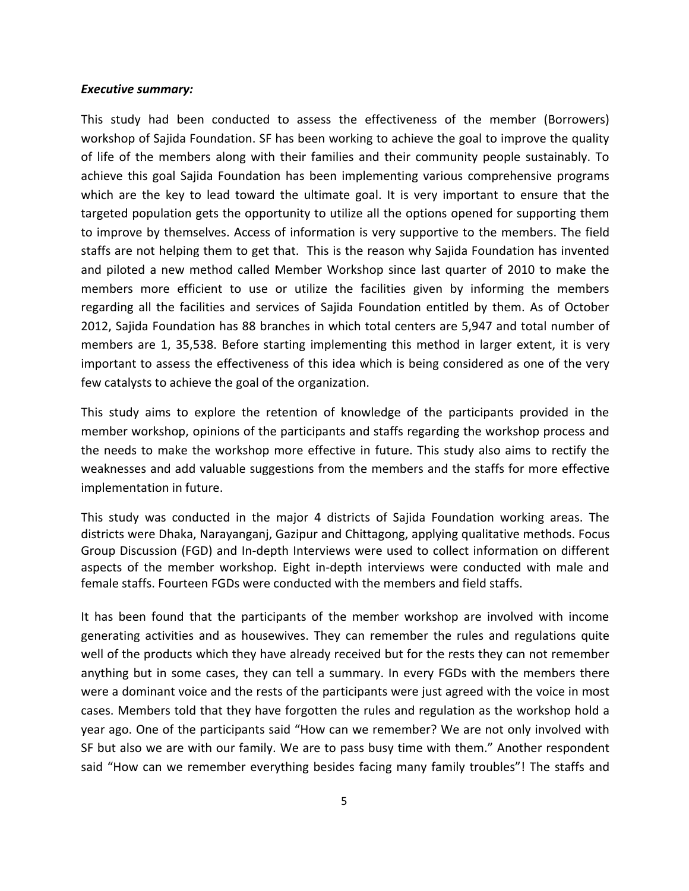***Executive summary:***

This study had been conducted to assess the effectiveness of the member (Borrowers) workshop of Sajida Foundation. SF has been working to achieve the goal to improve the quality of life of the members along with their families and their community people sustainably. To achieve this goal Sajida Foundation has been implementing various comprehensive programs which are the key to lead toward the ultimate goal. It is very important to ensure that the targeted population gets the opportunity to utilize all the options opened for supporting them to improve by themselves. Access of information is very supportive to the members. The field staffs are not helping them to get that. This is the reason why Sajida Foundation has invented and piloted a new method called Member Workshop since last quarter of 2010 to make the members more efficient to use or utilize the facilities given by informing the members regarding all the facilities and services of Sajida Foundation entitled by them. As of October 2012, Sajida Foundation has 88 branches in which total centers are 5,947 and total number of members are 1, 35,538. Before starting implementing this method in larger extent, it is very important to assess the effectiveness of this idea which is being considered as one of the very few catalysts to achieve the goal of the organization.

This study aims to explore the retention of knowledge of the participants provided in the member workshop, opinions of the participants and staffs regarding the workshop process and the needs to make the workshop more effective in future. This study also aims to rectify the weaknesses and add valuable suggestions from the members and the staffs for more effective implementation in future.

This study was conducted in the major 4 districts of Sajida Foundation working areas. The districts were Dhaka, Narayanganj, Gazipur and Chittagong, applying qualitative methods. Focus Group Discussion (FGD) and In-depth Interviews were used to collect information on different aspects of the member workshop. Eight in-depth interviews were conducted with male and female staffs. Fourteen FGDs were conducted with the members and field staffs.

It has been found that the participants of the member workshop are involved with income generating activities and as housewives. They can remember the rules and regulations quite well of the products which they have already received but for the rests they can not remember anything but in some cases, they can tell a summary. In every FGDs with the members there were a dominant voice and the rests of the participants were just agreed with the voice in most cases. Members told that they have forgotten the rules and regulation as the workshop hold a year ago. One of the participants said "How can we remember? We are not only involved with SF but also we are with our family. We are to pass busy time with them." Another respondent said "How can we remember everything besides facing many family troubles"! The staffs and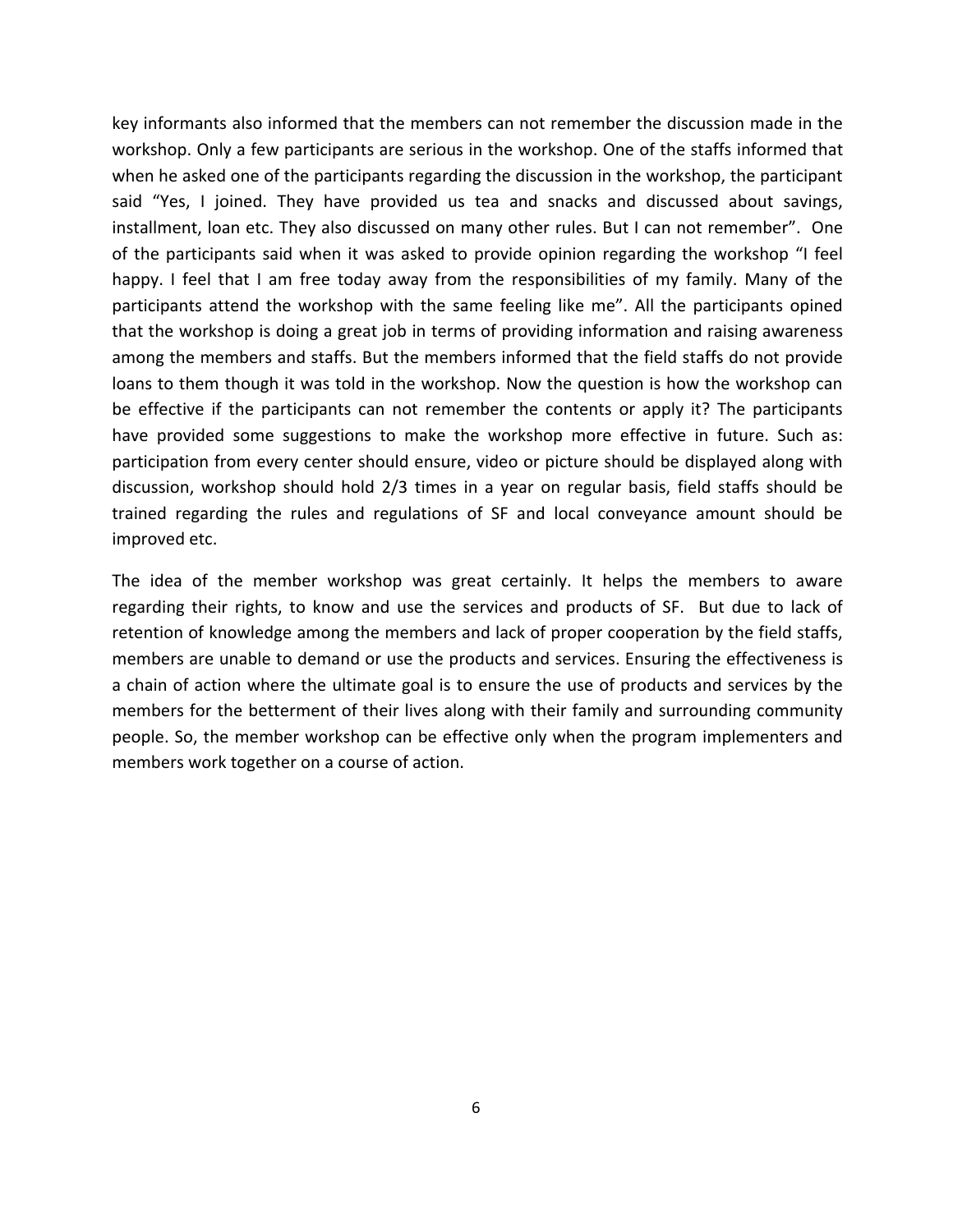key informants also informed that the members can not remember the discussion made in the workshop. Only a few participants are serious in the workshop. One of the staffs informed that when he asked one of the participants regarding the discussion in the workshop, the participant said "Yes, I joined. They have provided us tea and snacks and discussed about savings, installment, loan etc. They also discussed on many other rules. But I can not remember". One of the participants said when it was asked to provide opinion regarding the workshop "I feel happy. I feel that I am free today away from the responsibilities of my family. Many of the participants attend the workshop with the same feeling like me". All the participants opined that the workshop is doing a great job in terms of providing information and raising awareness among the members and staffs. But the members informed that the field staffs do not provide loans to them though it was told in the workshop. Now the question is how the workshop can be effective if the participants can not remember the contents or apply it? The participants have provided some suggestions to make the workshop more effective in future. Such as: participation from every center should ensure, video or picture should be displayed along with discussion, workshop should hold 2/3 times in a year on regular basis, field staffs should be trained regarding the rules and regulations of SF and local conveyance amount should be improved etc.

The idea of the member workshop was great certainly. It helps the members to aware regarding their rights, to know and use the services and products of SF. But due to lack of retention of knowledge among the members and lack of proper cooperation by the field staffs, members are unable to demand or use the products and services. Ensuring the effectiveness is a chain of action where the ultimate goal is to ensure the use of products and services by the members for the betterment of their lives along with their family and surrounding community people. So, the member workshop can be effective only when the program implementers and members work together on a course of action.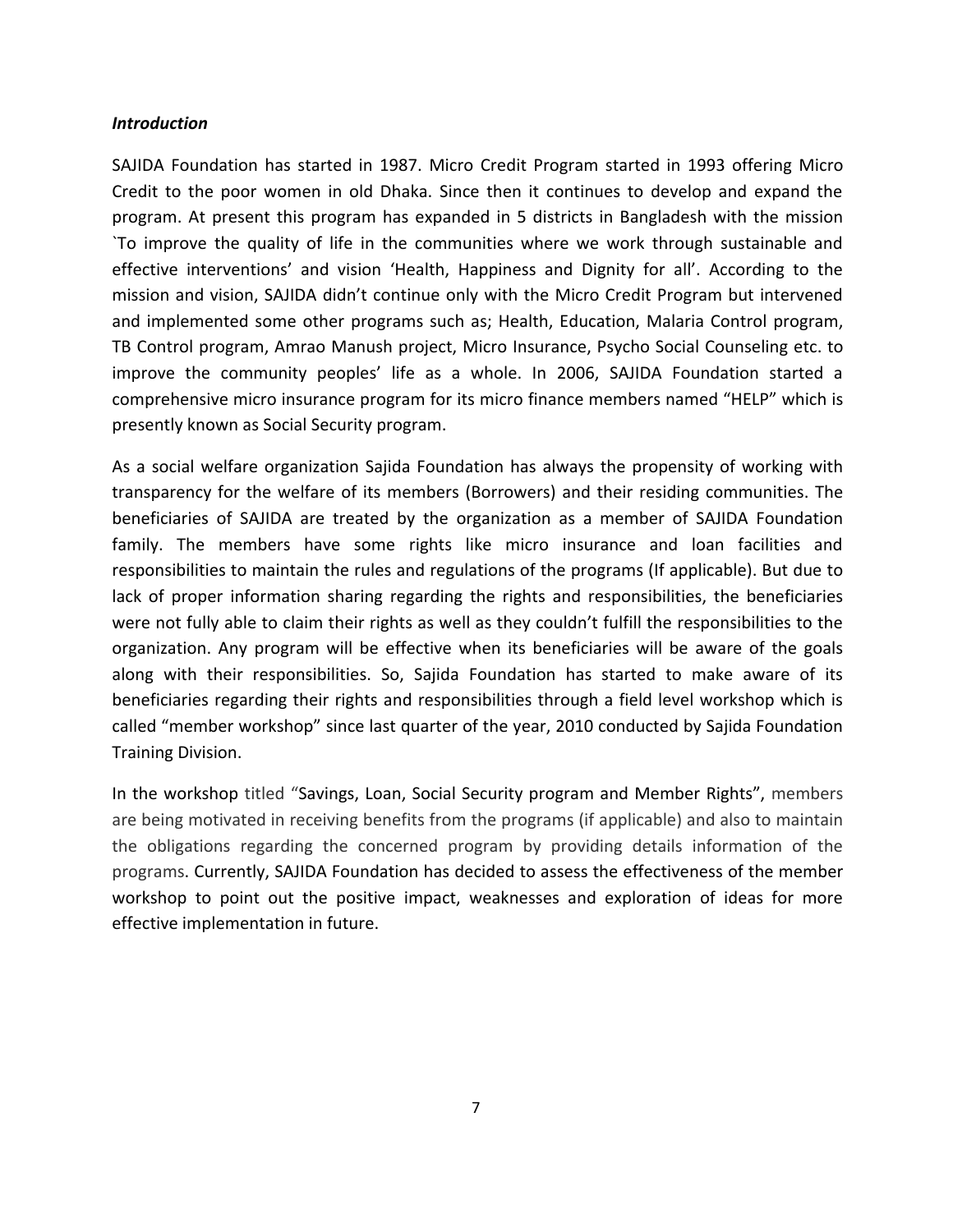***Introduction***

SAJIDA Foundation has started in 1987. Micro Credit Program started in 1993 offering Micro Credit to the poor women in old Dhaka. Since then it continues to develop and expand the program. At present this program has expanded in 5 districts in Bangladesh with the mission `To improve the quality of life in the communities where we work through sustainable and effective interventions' and vision 'Health, Happiness and Dignity for all'. According to the mission and vision, SAJIDA didn't continue only with the Micro Credit Program but intervened and implemented some other programs such as; Health, Education, Malaria Control program, TB Control program, Amrao Manush project, Micro Insurance, Psycho Social Counseling etc. to improve the community peoples' life as a whole. In 2006, SAJIDA Foundation started a comprehensive micro insurance program for its micro finance members named "HELP" which is presently known as Social Security program.

As a social welfare organization Sajida Foundation has always the propensity of working with transparency for the welfare of its members (Borrowers) and their residing communities. The beneficiaries of SAJIDA are treated by the organization as a member of SAJIDA Foundation family. The members have some rights like micro insurance and loan facilities and responsibilities to maintain the rules and regulations of the programs (If applicable). But due to lack of proper information sharing regarding the rights and responsibilities, the beneficiaries were not fully able to claim their rights as well as they couldn't fulfill the responsibilities to the organization. Any program will be effective when its beneficiaries will be aware of the goals along with their responsibilities. So, Sajida Foundation has started to make aware of its beneficiaries regarding their rights and responsibilities through a field level workshop which is called "member workshop" since last quarter of the year, 2010 conducted by Sajida Foundation Training Division.

In the workshop titled "Savings, Loan, Social Security program and Member Rights", members are being motivated in receiving benefits from the programs (if applicable) and also to maintain the obligations regarding the concerned program by providing details information of the programs. Currently, SAJIDA Foundation has decided to assess the effectiveness of the member workshop to point out the positive impact, weaknesses and exploration of ideas for more effective implementation in future.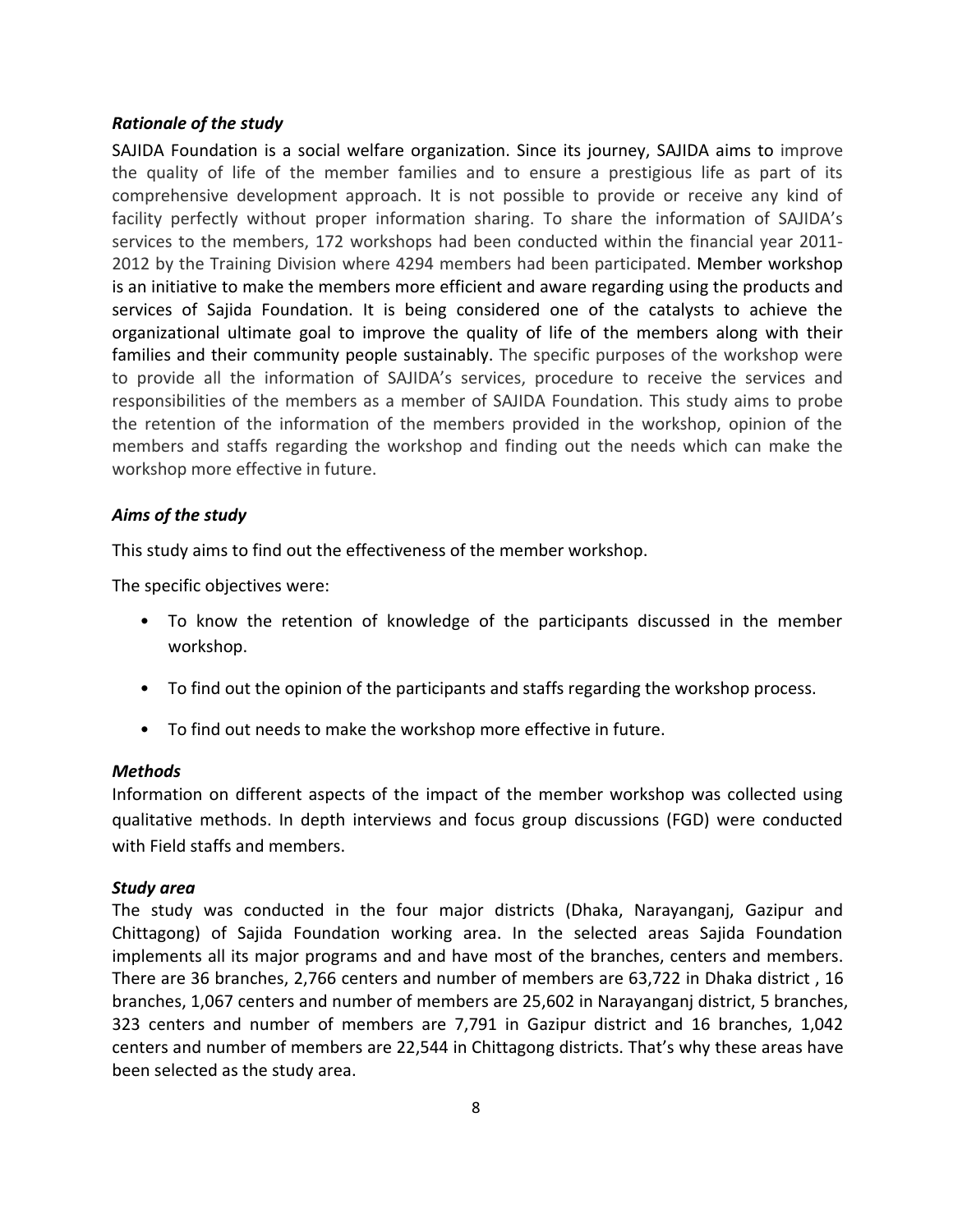### *Rationale of the study*

SAJIDA Foundation is a social welfare organization. Since its journey, SAJIDA aims to improve the quality of life of the member families and to ensure a prestigious life as part of its comprehensive development approach. It is not possible to provide or receive any kind of facility perfectly without proper information sharing. To share the information of SAJIDA's services to the members, 172 workshops had been conducted within the financial year 2011-2012 by the Training Division where 4294 members had been participated. Member workshop is an initiative to make the members more efficient and aware regarding using the products and services of Sajida Foundation. It is being considered one of the catalysts to achieve the organizational ultimate goal to improve the quality of life of the members along with their families and their community people sustainably. The specific purposes of the workshop were to provide all the information of SAJIDA's services, procedure to receive the services and responsibilities of the members as a member of SAJIDA Foundation. This study aims to probe the retention of the information of the members provided in the workshop, opinion of the members and staffs regarding the workshop and finding out the needs which can make the workshop more effective in future.

### *Aims of the study*

This study aims to find out the effectiveness of the member workshop.

The specific objectives were:

- To know the retention of knowledge of the participants discussed in the member workshop.
- To find out the opinion of the participants and staffs regarding the workshop process.
- To find out needs to make the workshop more effective in future.

### *Methods*

Information on different aspects of the impact of the member workshop was collected using qualitative methods. In depth interviews and focus group discussions (FGD) were conducted with Field staffs and members.

### *Study area*

The study was conducted in the four major districts (Dhaka, Narayanganj, Gazipur and Chittagong) of Sajida Foundation working area. In the selected areas Sajida Foundation implements all its major programs and and have most of the branches, centers and members. There are 36 branches, 2,766 centers and number of members are 63,722 in Dhaka district , 16 branches, 1,067 centers and number of members are 25,602 in Narayanganj district, 5 branches, 323 centers and number of members are 7,791 in Gazipur district and 16 branches, 1,042 centers and number of members are 22,544 in Chittagong districts. That's why these areas have been selected as the study area.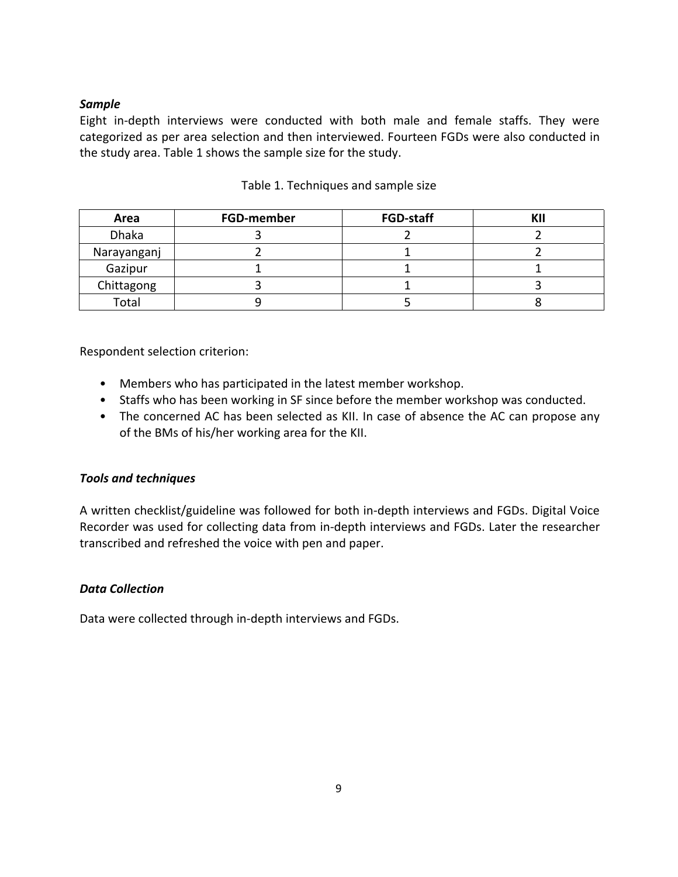***Sample***

Eight in-depth interviews were conducted with both male and female staffs. They were categorized as per area selection and then interviewed. Fourteen FGDs were also conducted in the study area. Table 1 shows the sample size for the study.

Table 1. Techniques and sample size

| Area | FGD-member | FGD-staff | KII |
|---|---|---|---|
| Dhaka | 3 | 2 | 2 |
| Narayanganj | 2 | 1 | 2 |
| Gazipur | 1 | 1 | 1 |
| Chittagong | 3 | 1 | 3 |
| Total | 9 | 5 | 8 |

Respondent selection criterion:

- Members who has participated in the latest member workshop.
- Staffs who has been working in SF since before the member workshop was conducted.
- The concerned AC has been selected as KII. In case of absence the AC can propose any of the BMs of his/her working area for the KII.

***Tools and techniques***

A written checklist/guideline was followed for both in-depth interviews and FGDs. Digital Voice Recorder was used for collecting data from in-depth interviews and FGDs. Later the researcher transcribed and refreshed the voice with pen and paper.

***Data Collection***

Data were collected through in-depth interviews and FGDs.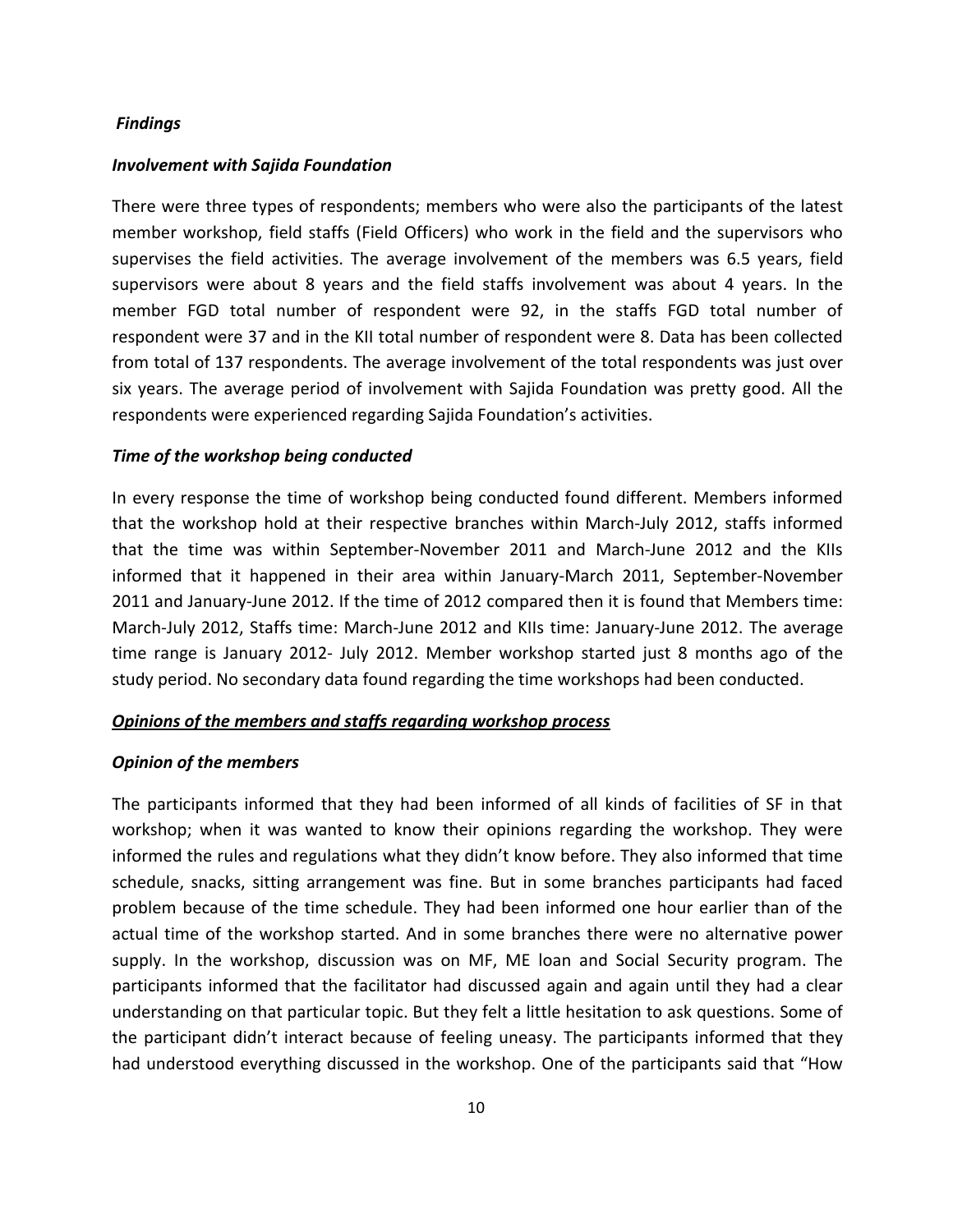***Findings***

***Involvement with Sajida Foundation***

There were three types of respondents; members who were also the participants of the latest member workshop, field staffs (Field Officers) who work in the field and the supervisors who supervises the field activities. The average involvement of the members was 6.5 years, field supervisors were about 8 years and the field staffs involvement was about 4 years. In the member FGD total number of respondent were 92, in the staffs FGD total number of respondent were 37 and in the KII total number of respondent were 8. Data has been collected from total of 137 respondents. The average involvement of the total respondents was just over six years. The average period of involvement with Sajida Foundation was pretty good. All the respondents were experienced regarding Sajida Foundation's activities.

***Time of the workshop being conducted***

In every response the time of workshop being conducted found different. Members informed that the workshop hold at their respective branches within March-July 2012, staffs informed that the time was within September-November 2011 and March-June 2012 and the KIIs informed that it happened in their area within January-March 2011, September-November 2011 and January-June 2012. If the time of 2012 compared then it is found that Members time: March-July 2012, Staffs time: March-June 2012 and KIIs time: January-June 2012. The average time range is January 2012- July 2012. Member workshop started just 8 months ago of the study period. No secondary data found regarding the time workshops had been conducted.

***<u>Opinions of the members and staffs regarding workshop process</u>***

***Opinion of the members***

The participants informed that they had been informed of all kinds of facilities of SF in that workshop; when it was wanted to know their opinions regarding the workshop. They were informed the rules and regulations what they didn't know before. They also informed that time schedule, snacks, sitting arrangement was fine. But in some branches participants had faced problem because of the time schedule. They had been informed one hour earlier than of the actual time of the workshop started. And in some branches there were no alternative power supply. In the workshop, discussion was on MF, ME loan and Social Security program. The participants informed that the facilitator had discussed again and again until they had a clear understanding on that particular topic. But they felt a little hesitation to ask questions. Some of the participant didn't interact because of feeling uneasy. The participants informed that they had understood everything discussed in the workshop. One of the participants said that "How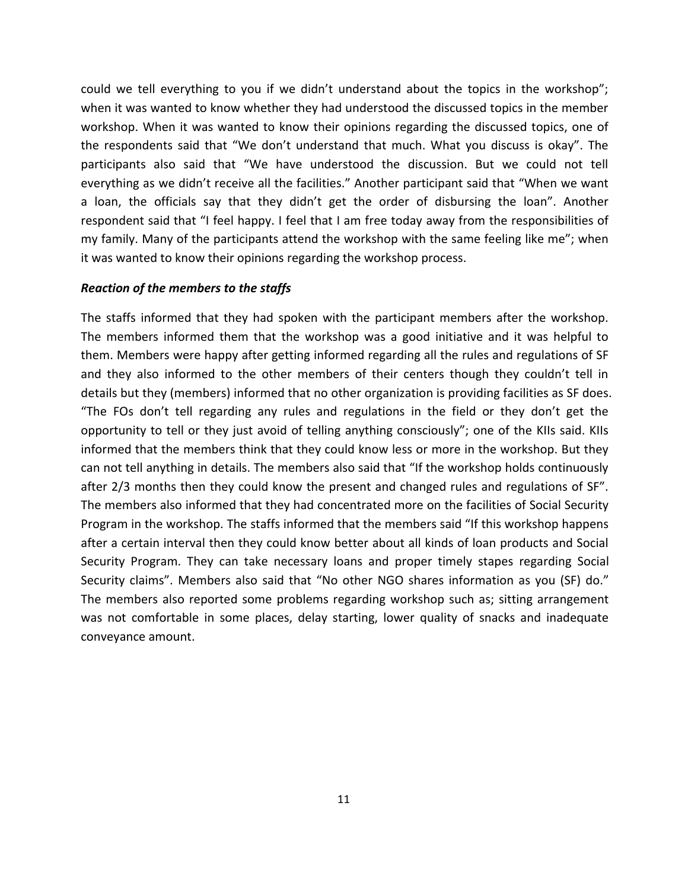could we tell everything to you if we didn't understand about the topics in the workshop"; when it was wanted to know whether they had understood the discussed topics in the member workshop. When it was wanted to know their opinions regarding the discussed topics, one of the respondents said that "We don't understand that much. What you discuss is okay". The participants also said that "We have understood the discussion. But we could not tell everything as we didn't receive all the facilities." Another participant said that "When we want a loan, the officials say that they didn't get the order of disbursing the loan". Another respondent said that "I feel happy. I feel that I am free today away from the responsibilities of my family. Many of the participants attend the workshop with the same feeling like me"; when it was wanted to know their opinions regarding the workshop process.

***Reaction of the members to the staffs***

The staffs informed that they had spoken with the participant members after the workshop. The members informed them that the workshop was a good initiative and it was helpful to them. Members were happy after getting informed regarding all the rules and regulations of SF and they also informed to the other members of their centers though they couldn't tell in details but they (members) informed that no other organization is providing facilities as SF does. "The FOs don't tell regarding any rules and regulations in the field or they don't get the opportunity to tell or they just avoid of telling anything consciously"; one of the KIIs said. KIIs informed that the members think that they could know less or more in the workshop. But they can not tell anything in details. The members also said that "If the workshop holds continuously after 2/3 months then they could know the present and changed rules and regulations of SF". The members also informed that they had concentrated more on the facilities of Social Security Program in the workshop. The staffs informed that the members said "If this workshop happens after a certain interval then they could know better about all kinds of loan products and Social Security Program. They can take necessary loans and proper timely stapes regarding Social Security claims". Members also said that "No other NGO shares information as you (SF) do." The members also reported some problems regarding workshop such as; sitting arrangement was not comfortable in some places, delay starting, lower quality of snacks and inadequate conveyance amount.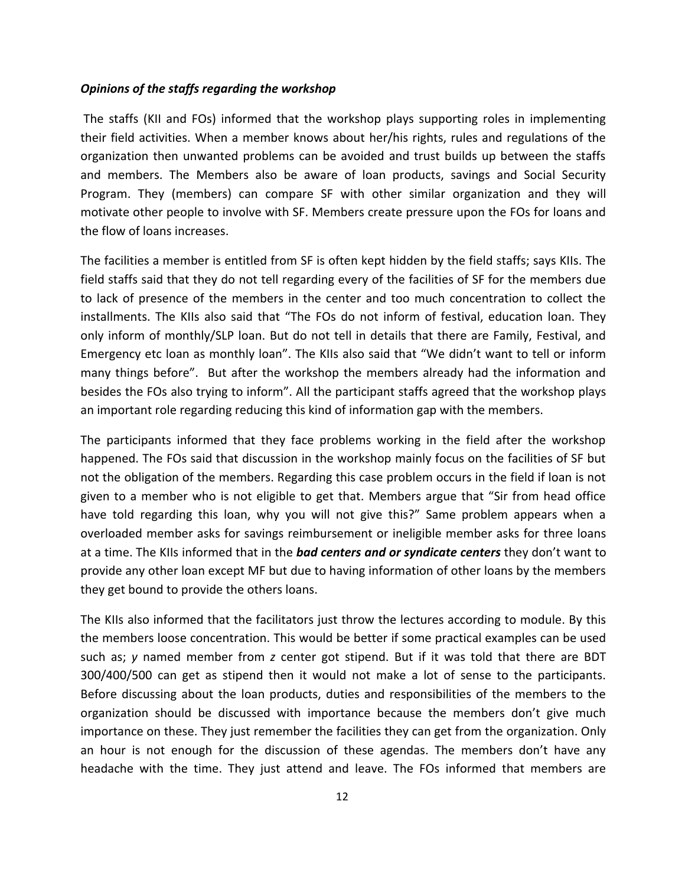***Opinions of the staffs regarding the workshop***

The staffs (KII and FOs) informed that the workshop plays supporting roles in implementing their field activities. When a member knows about her/his rights, rules and regulations of the organization then unwanted problems can be avoided and trust builds up between the staffs and members. The Members also be aware of loan products, savings and Social Security Program. They (members) can compare SF with other similar organization and they will motivate other people to involve with SF. Members create pressure upon the FOs for loans and the flow of loans increases.

The facilities a member is entitled from SF is often kept hidden by the field staffs; says KIIs. The field staffs said that they do not tell regarding every of the facilities of SF for the members due to lack of presence of the members in the center and too much concentration to collect the installments. The KIIs also said that "The FOs do not inform of festival, education loan. They only inform of monthly/SLP loan. But do not tell in details that there are Family, Festival, and Emergency etc loan as monthly loan". The KIIs also said that "We didn't want to tell or inform many things before". But after the workshop the members already had the information and besides the FOs also trying to inform". All the participant staffs agreed that the workshop plays an important role regarding reducing this kind of information gap with the members.

The participants informed that they face problems working in the field after the workshop happened. The FOs said that discussion in the workshop mainly focus on the facilities of SF but not the obligation of the members. Regarding this case problem occurs in the field if loan is not given to a member who is not eligible to get that. Members argue that "Sir from head office have told regarding this loan, why you will not give this?" Same problem appears when a overloaded member asks for savings reimbursement or ineligible member asks for three loans at a time. The KIIs informed that in the ***bad centers and or syndicate centers*** they don't want to provide any other loan except MF but due to having information of other loans by the members they get bound to provide the others loans.

The KIIs also informed that the facilitators just throw the lectures according to module. By this the members loose concentration. This would be better if some practical examples can be used such as; *y* named member from *z* center got stipend. But if it was told that there are BDT 300/400/500 can get as stipend then it would not make a lot of sense to the participants. Before discussing about the loan products, duties and responsibilities of the members to the organization should be discussed with importance because the members don't give much importance on these. They just remember the facilities they can get from the organization. Only an hour is not enough for the discussion of these agendas. The members don't have any headache with the time. They just attend and leave. The FOs informed that members are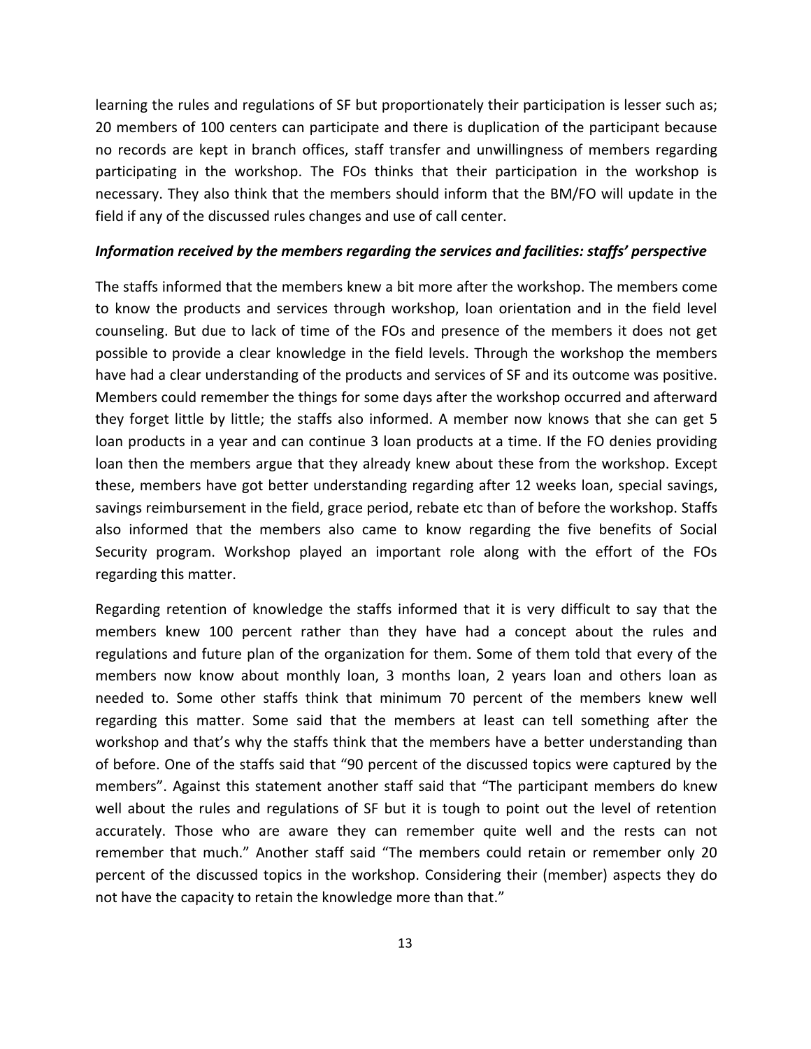learning the rules and regulations of SF but proportionately their participation is lesser such as; 20 members of 100 centers can participate and there is duplication of the participant because no records are kept in branch offices, staff transfer and unwillingness of members regarding participating in the workshop. The FOs thinks that their participation in the workshop is necessary. They also think that the members should inform that the BM/FO will update in the field if any of the discussed rules changes and use of call center.

***Information received by the members regarding the services and facilities: staffs' perspective***

The staffs informed that the members knew a bit more after the workshop. The members come to know the products and services through workshop, loan orientation and in the field level counseling. But due to lack of time of the FOs and presence of the members it does not get possible to provide a clear knowledge in the field levels. Through the workshop the members have had a clear understanding of the products and services of SF and its outcome was positive. Members could remember the things for some days after the workshop occurred and afterward they forget little by little; the staffs also informed. A member now knows that she can get 5 loan products in a year and can continue 3 loan products at a time. If the FO denies providing loan then the members argue that they already knew about these from the workshop. Except these, members have got better understanding regarding after 12 weeks loan, special savings, savings reimbursement in the field, grace period, rebate etc than of before the workshop. Staffs also informed that the members also came to know regarding the five benefits of Social Security program. Workshop played an important role along with the effort of the FOs regarding this matter.

Regarding retention of knowledge the staffs informed that it is very difficult to say that the members knew 100 percent rather than they have had a concept about the rules and regulations and future plan of the organization for them. Some of them told that every of the members now know about monthly loan, 3 months loan, 2 years loan and others loan as needed to. Some other staffs think that minimum 70 percent of the members knew well regarding this matter. Some said that the members at least can tell something after the workshop and that's why the staffs think that the members have a better understanding than of before. One of the staffs said that "90 percent of the discussed topics were captured by the members". Against this statement another staff said that "The participant members do knew well about the rules and regulations of SF but it is tough to point out the level of retention accurately. Those who are aware they can remember quite well and the rests can not remember that much." Another staff said "The members could retain or remember only 20 percent of the discussed topics in the workshop. Considering their (member) aspects they do not have the capacity to retain the knowledge more than that."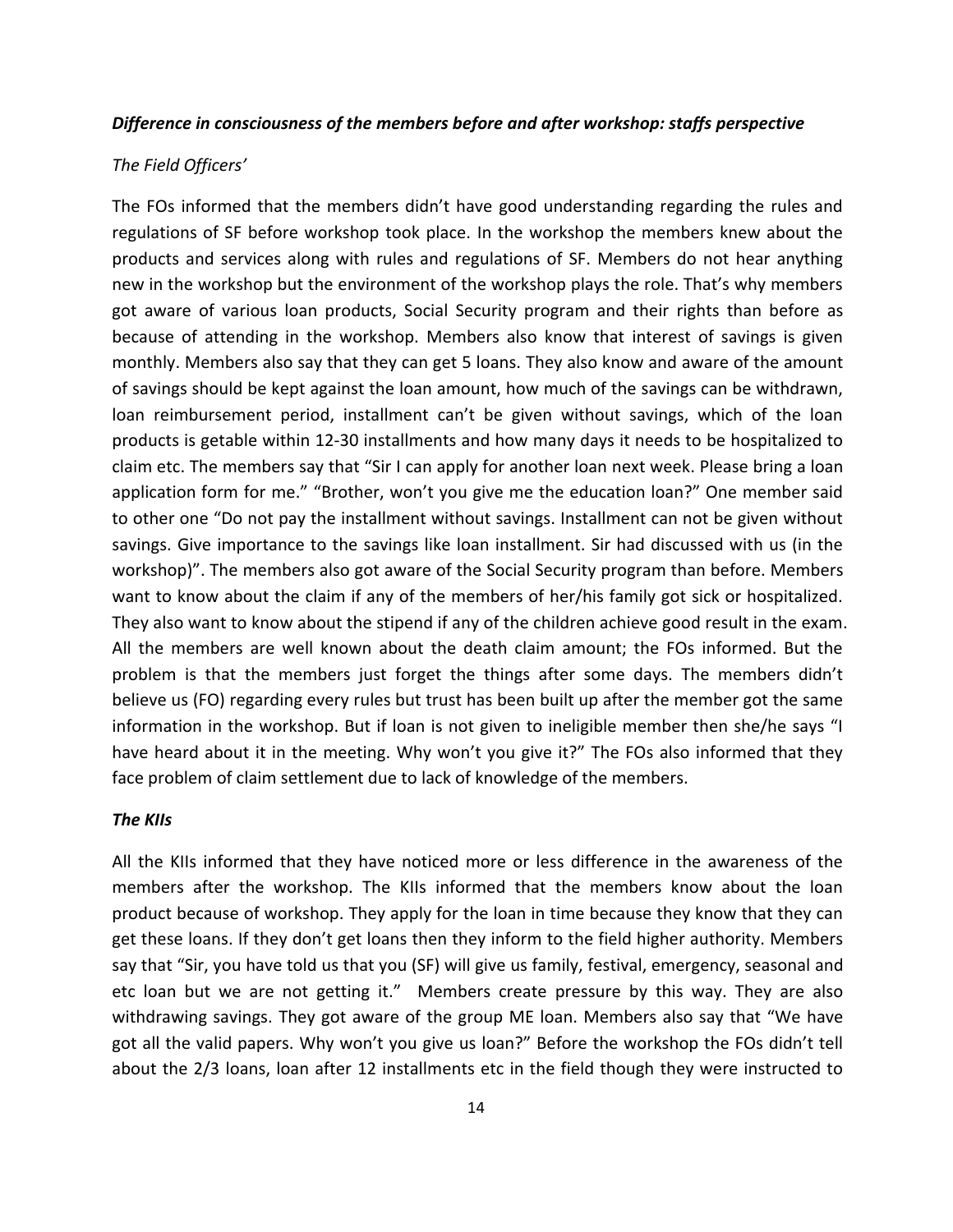### *Difference in consciousness of the members before and after workshop: staffs perspective*

*The Field Officers'*

The FOs informed that the members didn't have good understanding regarding the rules and regulations of SF before workshop took place. In the workshop the members knew about the products and services along with rules and regulations of SF. Members do not hear anything new in the workshop but the environment of the workshop plays the role. That's why members got aware of various loan products, Social Security program and their rights than before as because of attending in the workshop. Members also know that interest of savings is given monthly. Members also say that they can get 5 loans. They also know and aware of the amount of savings should be kept against the loan amount, how much of the savings can be withdrawn, loan reimbursement period, installment can't be given without savings, which of the loan products is getable within 12-30 installments and how many days it needs to be hospitalized to claim etc. The members say that "Sir I can apply for another loan next week. Please bring a loan application form for me." "Brother, won't you give me the education loan?" One member said to other one "Do not pay the installment without savings. Installment can not be given without savings. Give importance to the savings like loan installment. Sir had discussed with us (in the workshop)". The members also got aware of the Social Security program than before. Members want to know about the claim if any of the members of her/his family got sick or hospitalized. They also want to know about the stipend if any of the children achieve good result in the exam. All the members are well known about the death claim amount; the FOs informed. But the problem is that the members just forget the things after some days. The members didn't believe us (FO) regarding every rules but trust has been built up after the member got the same information in the workshop. But if loan is not given to ineligible member then she/he says "I have heard about it in the meeting. Why won't you give it?" The FOs also informed that they face problem of claim settlement due to lack of knowledge of the members.

#### *The KIIs*

All the KIIs informed that they have noticed more or less difference in the awareness of the members after the workshop. The KIIs informed that the members know about the loan product because of workshop. They apply for the loan in time because they know that they can get these loans. If they don't get loans then they inform to the field higher authority. Members say that "Sir, you have told us that you (SF) will give us family, festival, emergency, seasonal and etc loan but we are not getting it." Members create pressure by this way. They are also withdrawing savings. They got aware of the group ME loan. Members also say that "We have got all the valid papers. Why won't you give us loan?" Before the workshop the FOs didn't tell about the 2/3 loans, loan after 12 installments etc in the field though they were instructed to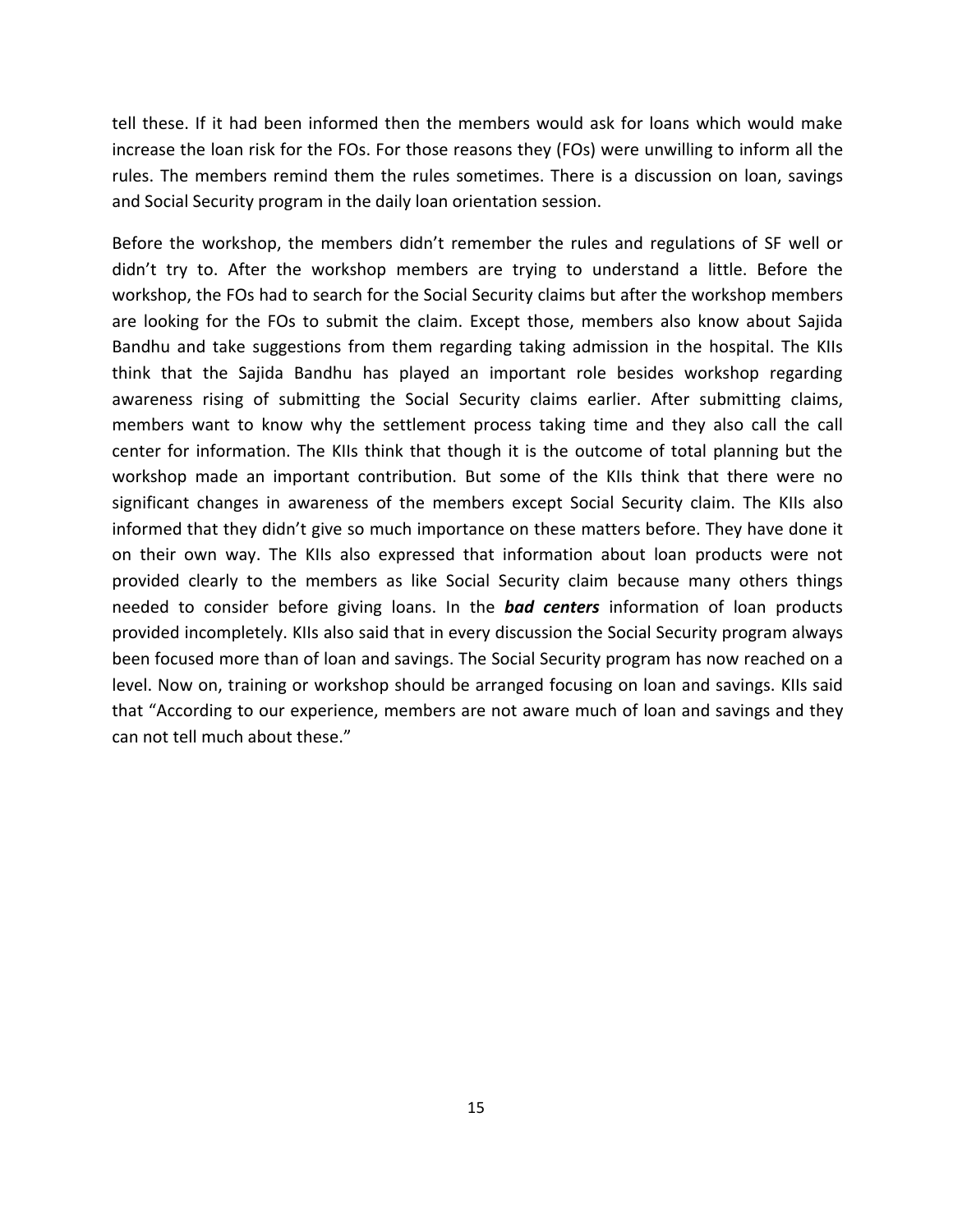tell these. If it had been informed then the members would ask for loans which would make increase the loan risk for the FOs. For those reasons they (FOs) were unwilling to inform all the rules. The members remind them the rules sometimes. There is a discussion on loan, savings and Social Security program in the daily loan orientation session.

Before the workshop, the members didn't remember the rules and regulations of SF well or didn't try to. After the workshop members are trying to understand a little. Before the workshop, the FOs had to search for the Social Security claims but after the workshop members are looking for the FOs to submit the claim. Except those, members also know about Sajida Bandhu and take suggestions from them regarding taking admission in the hospital. The KIIs think that the Sajida Bandhu has played an important role besides workshop regarding awareness rising of submitting the Social Security claims earlier. After submitting claims, members want to know why the settlement process taking time and they also call the call center for information. The KIIs think that though it is the outcome of total planning but the workshop made an important contribution. But some of the KIIs think that there were no significant changes in awareness of the members except Social Security claim. The KIIs also informed that they didn't give so much importance on these matters before. They have done it on their own way. The KIIs also expressed that information about loan products were not provided clearly to the members as like Social Security claim because many others things needed to consider before giving loans. In the ***bad centers*** information of loan products provided incompletely. KIIs also said that in every discussion the Social Security program always been focused more than of loan and savings. The Social Security program has now reached on a level. Now on, training or workshop should be arranged focusing on loan and savings. KIIs said that "According to our experience, members are not aware much of loan and savings and they can not tell much about these."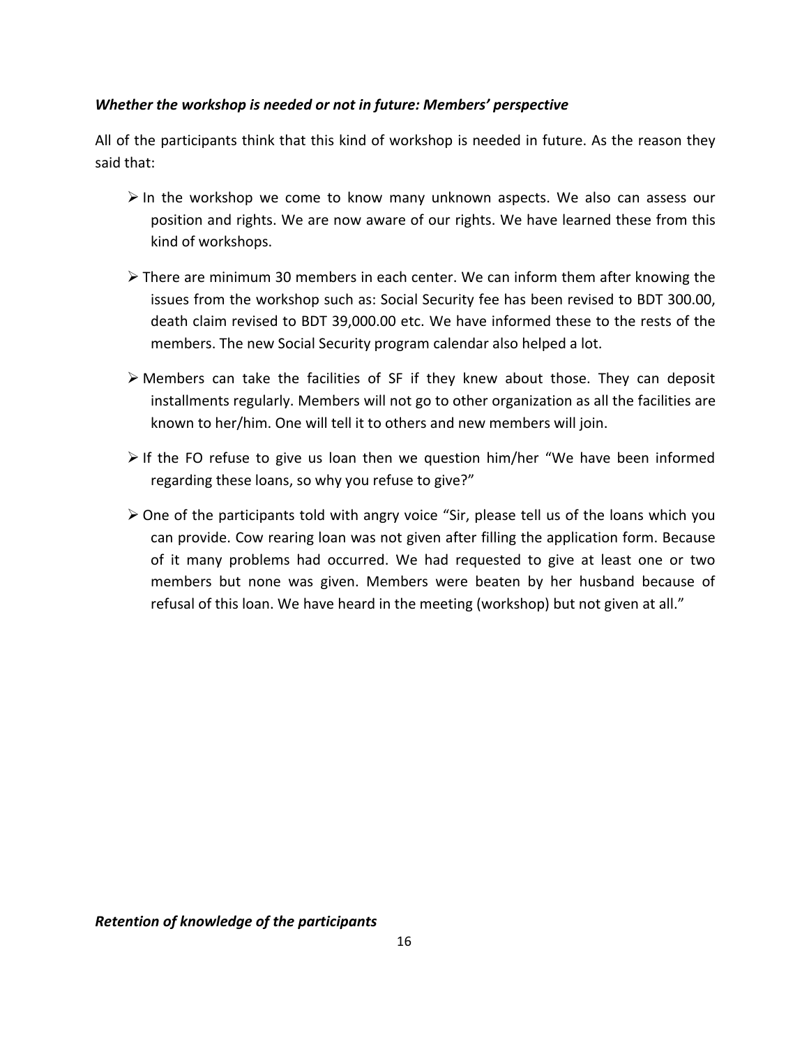### *Whether the workshop is needed or not in future: Members' perspective*

All of the participants think that this kind of workshop is needed in future. As the reason they said that:

- In the workshop we come to know many unknown aspects. We also can assess our position and rights. We are now aware of our rights. We have learned these from this kind of workshops.
- There are minimum 30 members in each center. We can inform them after knowing the issues from the workshop such as: Social Security fee has been revised to BDT 300.00, death claim revised to BDT 39,000.00 etc. We have informed these to the rests of the members. The new Social Security program calendar also helped a lot.
- Members can take the facilities of SF if they knew about those. They can deposit installments regularly. Members will not go to other organization as all the facilities are known to her/him. One will tell it to others and new members will join.
- If the FO refuse to give us loan then we question him/her "We have been informed regarding these loans, so why you refuse to give?"
- One of the participants told with angry voice "Sir, please tell us of the loans which you can provide. Cow rearing loan was not given after filling the application form. Because of it many problems had occurred. We had requested to give at least one or two members but none was given. Members were beaten by her husband because of refusal of this loan. We have heard in the meeting (workshop) but not given at all."

### *Retention of knowledge of the participants*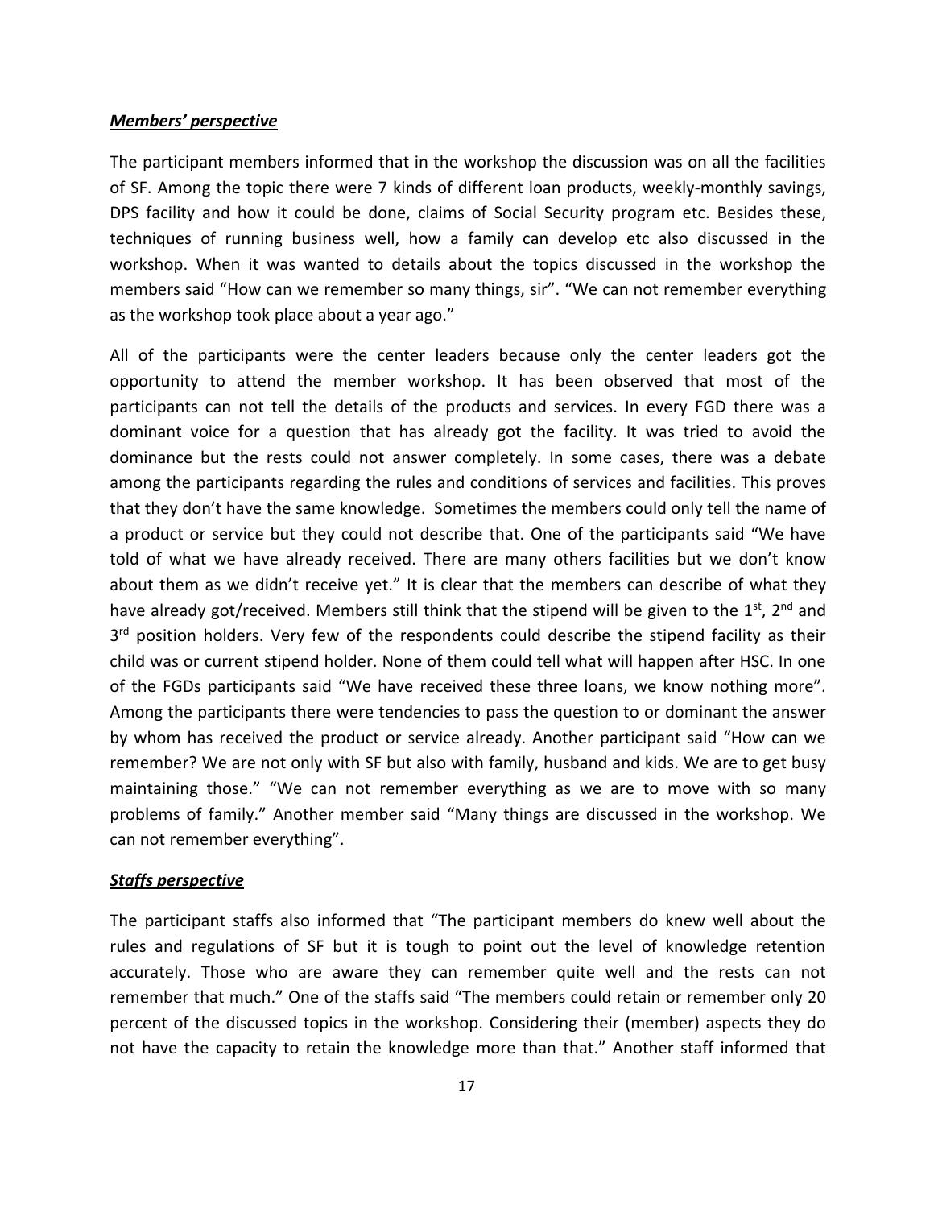***Members' perspective***

The participant members informed that in the workshop the discussion was on all the facilities of SF. Among the topic there were 7 kinds of different loan products, weekly-monthly savings, DPS facility and how it could be done, claims of Social Security program etc. Besides these, techniques of running business well, how a family can develop etc also discussed in the workshop. When it was wanted to details about the topics discussed in the workshop the members said "How can we remember so many things, sir". "We can not remember everything as the workshop took place about a year ago."

All of the participants were the center leaders because only the center leaders got the opportunity to attend the member workshop. It has been observed that most of the participants can not tell the details of the products and services. In every FGD there was a dominant voice for a question that has already got the facility. It was tried to avoid the dominance but the rests could not answer completely. In some cases, there was a debate among the participants regarding the rules and conditions of services and facilities. This proves that they don't have the same knowledge. Sometimes the members could only tell the name of a product or service but they could not describe that. One of the participants said "We have told of what we have already received. There are many others facilities but we don't know about them as we didn't receive yet." It is clear that the members can describe of what they have already got/received. Members still think that the stipend will be given to the 1st, 2nd and 3rd position holders. Very few of the respondents could describe the stipend facility as their child was or current stipend holder. None of them could tell what will happen after HSC. In one of the FGDs participants said "We have received these three loans, we know nothing more". Among the participants there were tendencies to pass the question to or dominant the answer by whom has received the product or service already. Another participant said "How can we remember? We are not only with SF but also with family, husband and kids. We are to get busy maintaining those." "We can not remember everything as we are to move with so many problems of family." Another member said "Many things are discussed in the workshop. We can not remember everything".

***Staffs perspective***

The participant staffs also informed that "The participant members do knew well about the rules and regulations of SF but it is tough to point out the level of knowledge retention accurately. Those who are aware they can remember quite well and the rests can not remember that much." One of the staffs said "The members could retain or remember only 20 percent of the discussed topics in the workshop. Considering their (member) aspects they do not have the capacity to retain the knowledge more than that." Another staff informed that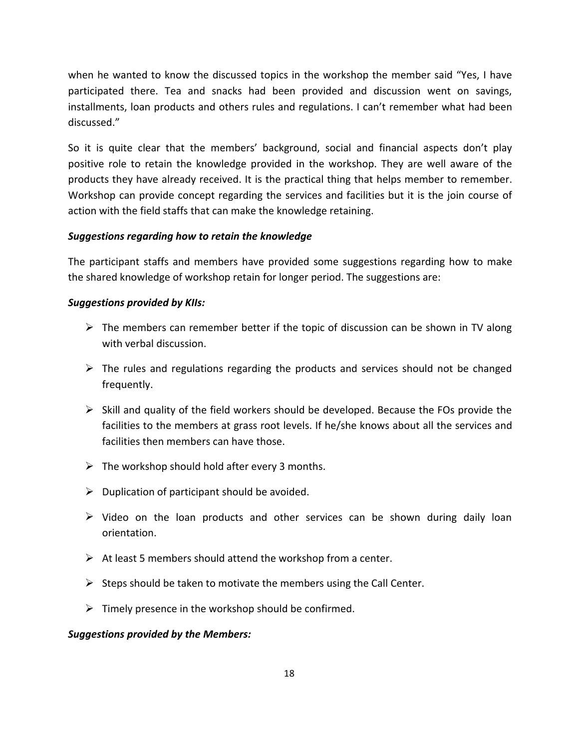when he wanted to know the discussed topics in the workshop the member said "Yes, I have participated there. Tea and snacks had been provided and discussion went on savings, installments, loan products and others rules and regulations. I can't remember what had been discussed."

So it is quite clear that the members' background, social and financial aspects don't play positive role to retain the knowledge provided in the workshop. They are well aware of the products they have already received. It is the practical thing that helps member to remember. Workshop can provide concept regarding the services and facilities but it is the join course of action with the field staffs that can make the knowledge retaining.

***Suggestions regarding how to retain the knowledge***

The participant staffs and members have provided some suggestions regarding how to make the shared knowledge of workshop retain for longer period. The suggestions are:

***Suggestions provided by KIIs:***

- The members can remember better if the topic of discussion can be shown in TV along with verbal discussion.
- The rules and regulations regarding the products and services should not be changed frequently.
- Skill and quality of the field workers should be developed. Because the FOs provide the facilities to the members at grass root levels. If he/she knows about all the services and facilities then members can have those.
- The workshop should hold after every 3 months.
- Duplication of participant should be avoided.
- Video on the loan products and other services can be shown during daily loan orientation.
- At least 5 members should attend the workshop from a center.
- Steps should be taken to motivate the members using the Call Center.
- Timely presence in the workshop should be confirmed.

***Suggestions provided by the Members:***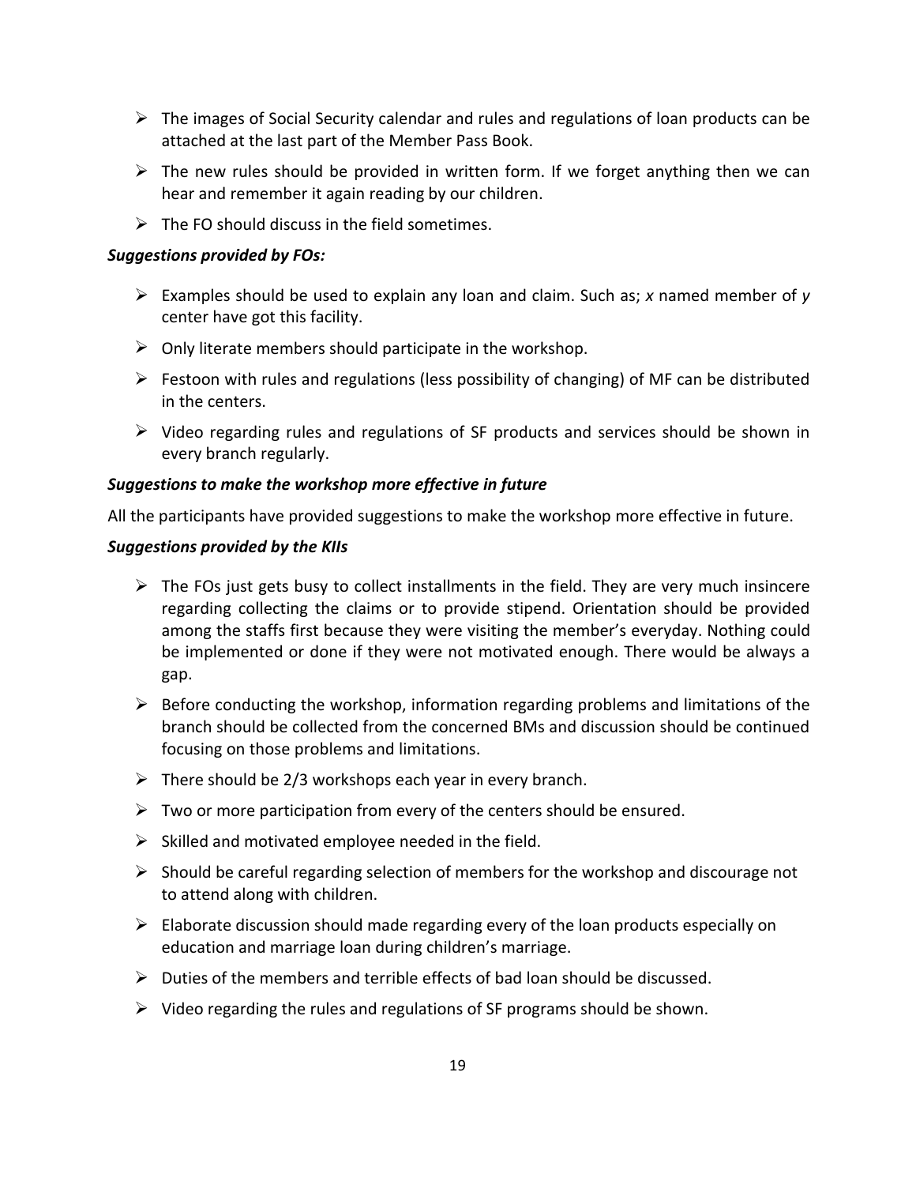- The images of Social Security calendar and rules and regulations of loan products can be attached at the last part of the Member Pass Book.
- The new rules should be provided in written form. If we forget anything then we can hear and remember it again reading by our children.
- The FO should discuss in the field sometimes.

***Suggestions provided by FOs:***

- Examples should be used to explain any loan and claim. Such as; *x* named member of *y* center have got this facility.
- Only literate members should participate in the workshop.
- Festoon with rules and regulations (less possibility of changing) of MF can be distributed in the centers.
- Video regarding rules and regulations of SF products and services should be shown in every branch regularly.

***Suggestions to make the workshop more effective in future***

All the participants have provided suggestions to make the workshop more effective in future.

***Suggestions provided by the KIIs***

- The FOs just gets busy to collect installments in the field. They are very much insincere regarding collecting the claims or to provide stipend. Orientation should be provided among the staffs first because they were visiting the member's everyday. Nothing could be implemented or done if they were not motivated enough. There would be always a gap.
- Before conducting the workshop, information regarding problems and limitations of the branch should be collected from the concerned BMs and discussion should be continued focusing on those problems and limitations.
- There should be 2/3 workshops each year in every branch.
- Two or more participation from every of the centers should be ensured.
- Skilled and motivated employee needed in the field.
- Should be careful regarding selection of members for the workshop and discourage not to attend along with children.
- Elaborate discussion should made regarding every of the loan products especially on education and marriage loan during children's marriage.
- Duties of the members and terrible effects of bad loan should be discussed.
- Video regarding the rules and regulations of SF programs should be shown.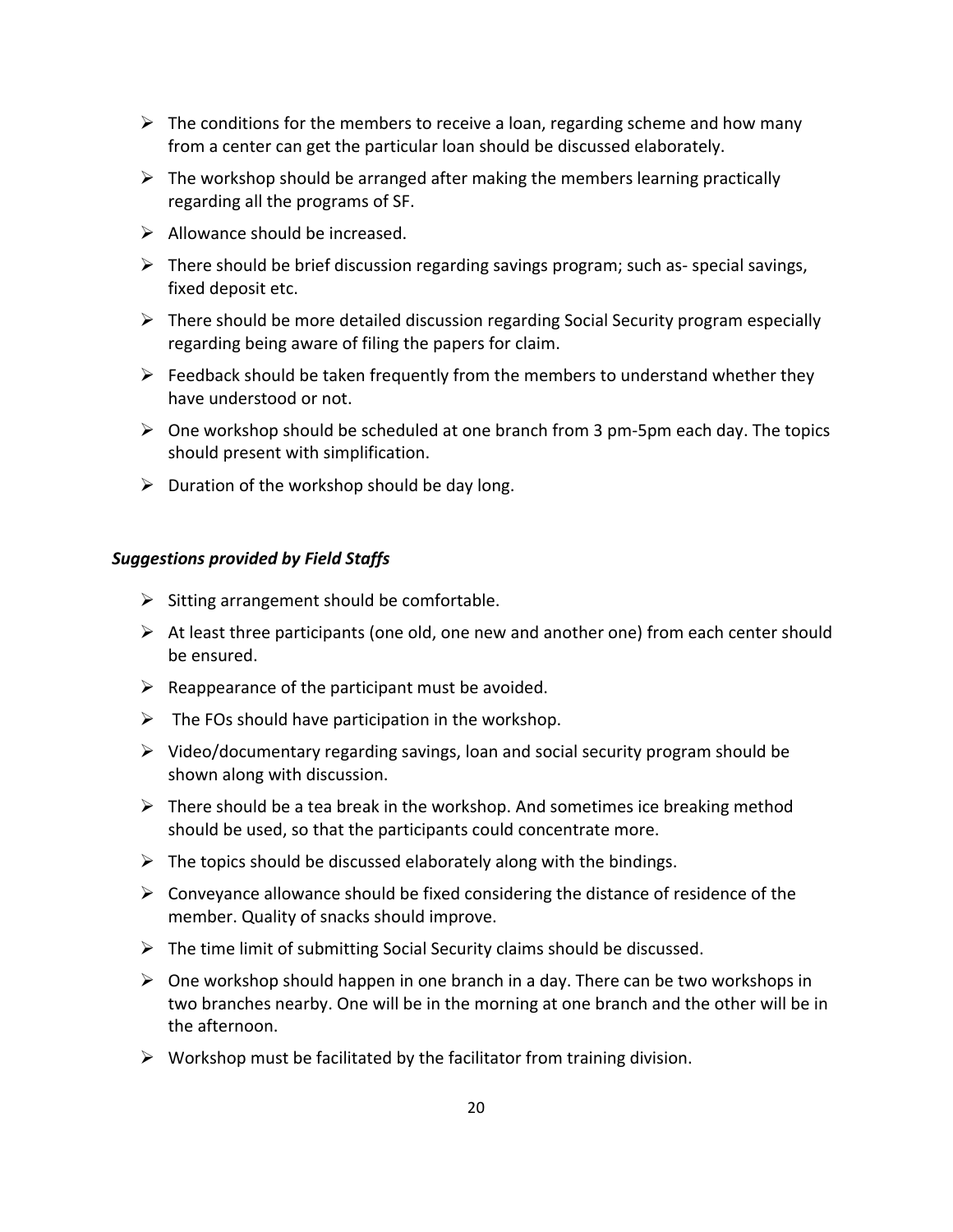- The conditions for the members to receive a loan, regarding scheme and how many from a center can get the particular loan should be discussed elaborately.
- The workshop should be arranged after making the members learning practically regarding all the programs of SF.
- Allowance should be increased.
- There should be brief discussion regarding savings program; such as- special savings, fixed deposit etc.
- There should be more detailed discussion regarding Social Security program especially regarding being aware of filing the papers for claim.
- Feedback should be taken frequently from the members to understand whether they have understood or not.
- One workshop should be scheduled at one branch from 3 pm-5pm each day. The topics should present with simplification.
- Duration of the workshop should be day long.

***Suggestions provided by Field Staffs***

- Sitting arrangement should be comfortable.
- At least three participants (one old, one new and another one) from each center should be ensured.
- Reappearance of the participant must be avoided.
- The FOs should have participation in the workshop.
- Video/documentary regarding savings, loan and social security program should be shown along with discussion.
- There should be a tea break in the workshop. And sometimes ice breaking method should be used, so that the participants could concentrate more.
- The topics should be discussed elaborately along with the bindings.
- Conveyance allowance should be fixed considering the distance of residence of the member. Quality of snacks should improve.
- The time limit of submitting Social Security claims should be discussed.
- One workshop should happen in one branch in a day. There can be two workshops in two branches nearby. One will be in the morning at one branch and the other will be in the afternoon.
- Workshop must be facilitated by the facilitator from training division.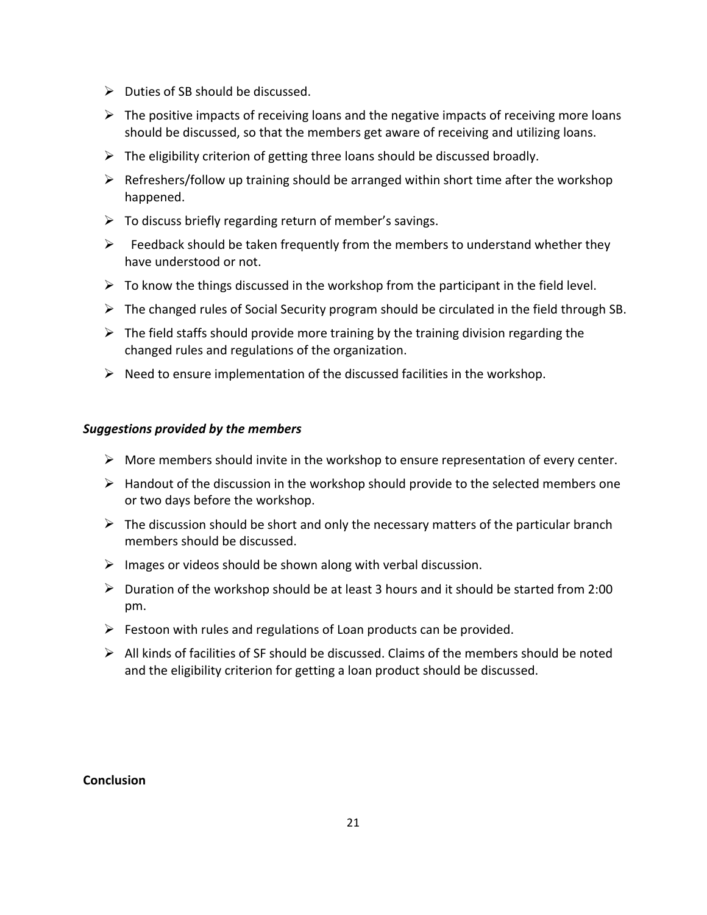- Duties of SB should be discussed.
- The positive impacts of receiving loans and the negative impacts of receiving more loans should be discussed, so that the members get aware of receiving and utilizing loans.
- The eligibility criterion of getting three loans should be discussed broadly.
- Refreshers/follow up training should be arranged within short time after the workshop happened.
- To discuss briefly regarding return of member's savings.
- Feedback should be taken frequently from the members to understand whether they have understood or not.
- To know the things discussed in the workshop from the participant in the field level.
- The changed rules of Social Security program should be circulated in the field through SB.
- The field staffs should provide more training by the training division regarding the changed rules and regulations of the organization.
- Need to ensure implementation of the discussed facilities in the workshop.

***Suggestions provided by the members***

- More members should invite in the workshop to ensure representation of every center.
- Handout of the discussion in the workshop should provide to the selected members one or two days before the workshop.
- The discussion should be short and only the necessary matters of the particular branch members should be discussed.
- Images or videos should be shown along with verbal discussion.
- Duration of the workshop should be at least 3 hours and it should be started from 2:00 pm.
- Festoon with rules and regulations of Loan products can be provided.
- All kinds of facilities of SF should be discussed. Claims of the members should be noted and the eligibility criterion for getting a loan product should be discussed.

**Conclusion**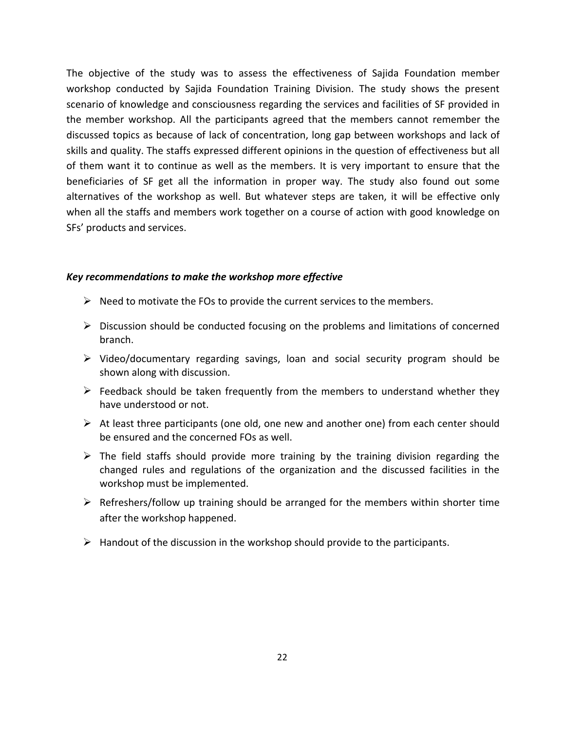The objective of the study was to assess the effectiveness of Sajida Foundation member workshop conducted by Sajida Foundation Training Division. The study shows the present scenario of knowledge and consciousness regarding the services and facilities of SF provided in the member workshop. All the participants agreed that the members cannot remember the discussed topics as because of lack of concentration, long gap between workshops and lack of skills and quality. The staffs expressed different opinions in the question of effectiveness but all of them want it to continue as well as the members. It is very important to ensure that the beneficiaries of SF get all the information in proper way. The study also found out some alternatives of the workshop as well. But whatever steps are taken, it will be effective only when all the staffs and members work together on a course of action with good knowledge on SFs' products and services.

***Key recommendations to make the workshop more effective***

- Need to motivate the FOs to provide the current services to the members.
- Discussion should be conducted focusing on the problems and limitations of concerned branch.
- Video/documentary regarding savings, loan and social security program should be shown along with discussion.
- Feedback should be taken frequently from the members to understand whether they have understood or not.
- At least three participants (one old, one new and another one) from each center should be ensured and the concerned FOs as well.
- The field staffs should provide more training by the training division regarding the changed rules and regulations of the organization and the discussed facilities in the workshop must be implemented.
- Refreshers/follow up training should be arranged for the members within shorter time after the workshop happened.
- Handout of the discussion in the workshop should provide to the participants.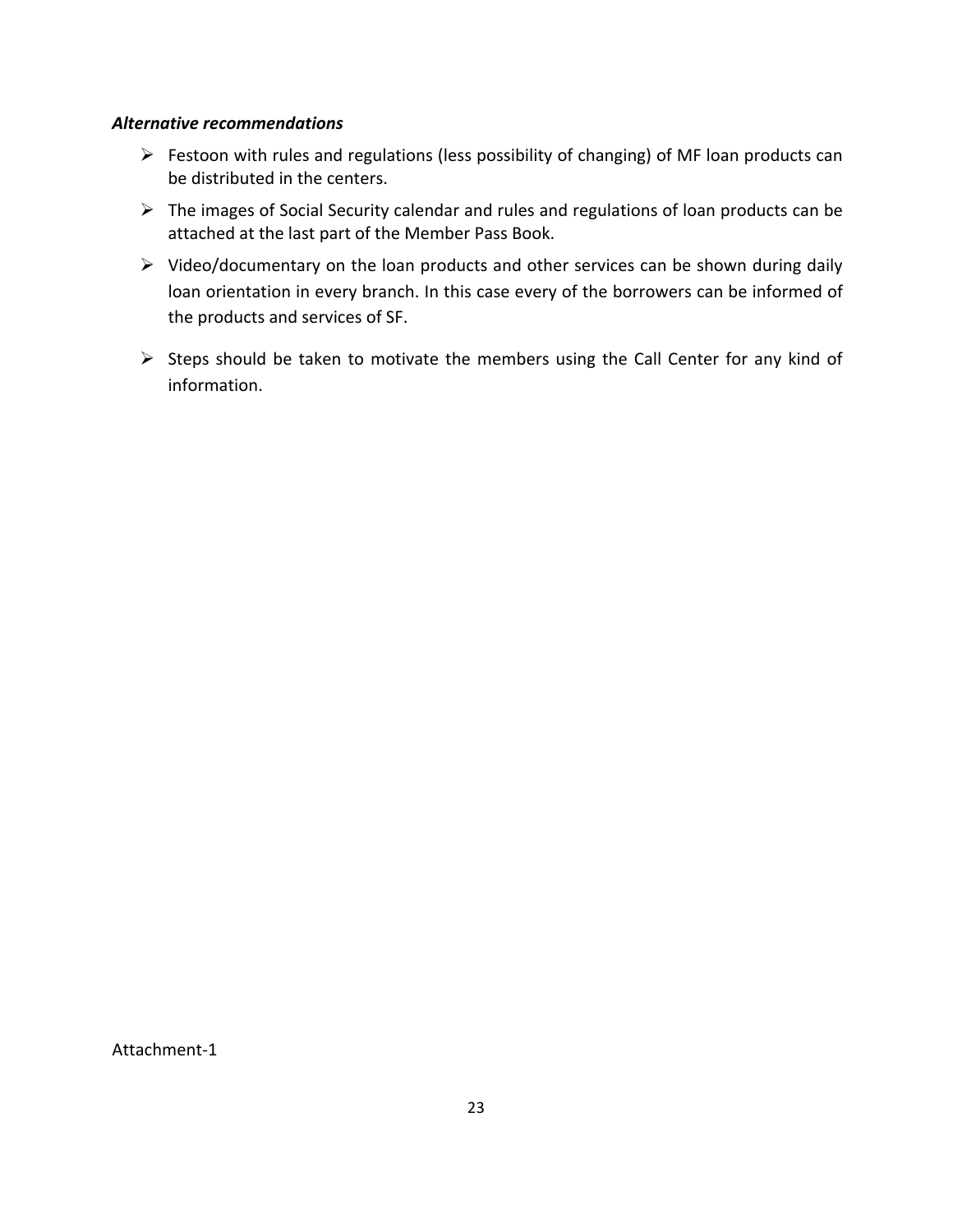***Alternative recommendations***

- Festoon with rules and regulations (less possibility of changing) of MF loan products can be distributed in the centers.
- The images of Social Security calendar and rules and regulations of loan products can be attached at the last part of the Member Pass Book.
- Video/documentary on the loan products and other services can be shown during daily loan orientation in every branch. In this case every of the borrowers can be informed of the products and services of SF.
- Steps should be taken to motivate the members using the Call Center for any kind of information.

Attachment-1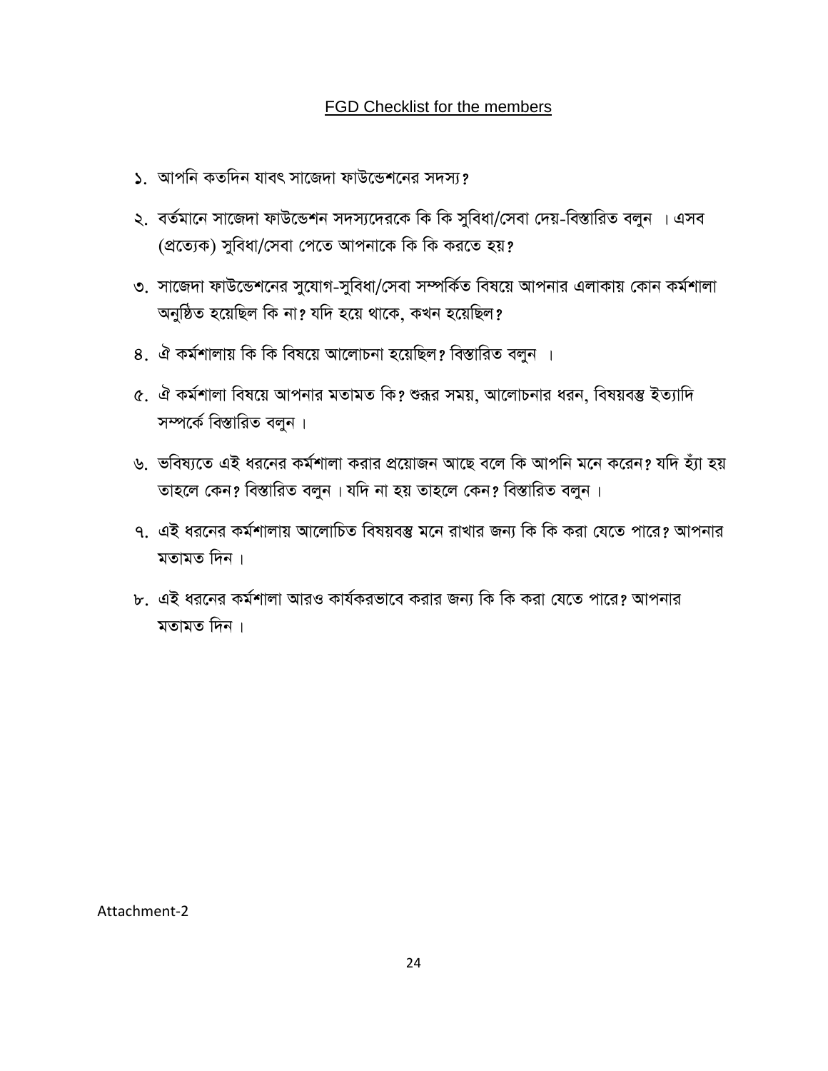## FGD Checklist for the members

১. আপনি কতদিন যাবৎ সাজেদা ফাউন্ডেশনের সদস্য?

২. বর্তমানে সাজেদা ফাউন্ডেশন সদস্যদেরকে কি কি সুবিধা/সেবা দেয়-বিস্তারিত বলুন । এসব (প্রত্যেক) সুবিধা/সেবা পেতে আপনাকে কি কি করতে হয়?

৩. সাজেদা ফাউন্ডেশনের সুযোগ-সুবিধা/সেবা সম্পর্কিত বিষয়ে আপনার এলাকায় কোন কর্মশালা অনুষ্ঠিত হয়েছিল কি না? যদি হয়ে থাকে, কখন হয়েছিল?

৪. ঐ কর্মশালায় কি কি বিষয়ে আলোচনা হয়েছিল? বিস্তারিত বলুন ।

৫. ঐ কর্মশালা বিষয়ে আপনার মতামত কি? শুরুর সময়, আলোচনার ধরন, বিষয়বস্তু ইত্যাদি সম্পর্কে বিস্তারিত বলুন ।

৬. ভবিষ্যতে এই ধরনের কর্মশালা করার প্রয়োজন আছে বলে কি আপনি মনে করেন? যদি হ্যাঁ হয় তাহলে কেন? বিস্তারিত বলুন । যদি না হয় তাহলে কেন? বিস্তারিত বলুন ।

৭. এই ধরনের কর্মশালায় আলোচিত বিষয়বস্তু মনে রাখার জন্য কি কি করা যেতে পারে? আপনার মতামত দিন ।

৮. এই ধরনের কর্মশালা আরও কার্যকরভাবে করার জন্য কি কি করা যেতে পারে? আপনার মতামত দিন ।

Attachment-2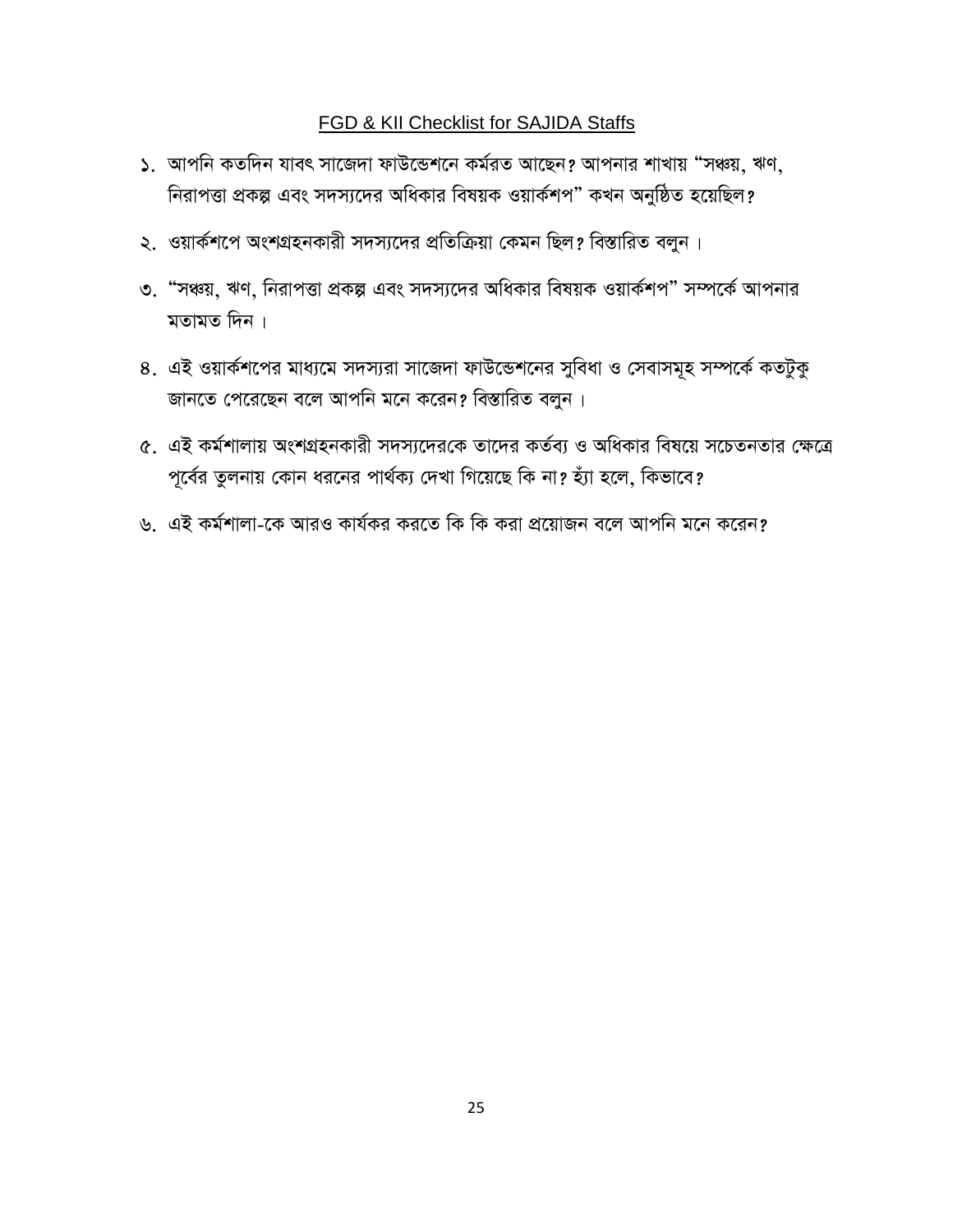## FGD & KII Checklist for SAJIDA Staffs

১. আপনি কতদিন যাবৎ সাজেদা ফাউন্ডেশনে কর্মরত আছেন? আপনার শাখায় "সঞ্চয়, ঋণ, নিরাপত্তা প্রকল্প এবং সদস্যদের অধিকার বিষয়ক ওয়ার্কশপ" কখন অনুষ্ঠিত হয়েছিল?

২. ওয়ার্কশপে অংশগ্রহনকারী সদস্যদের প্রতিক্রিয়া কেমন ছিল? বিস্তারিত বলুন ।

৩. "সঞ্চয়, ঋণ, নিরাপত্তা প্রকল্প এবং সদস্যদের অধিকার বিষয়ক ওয়ার্কশপ" সম্পর্কে আপনার মতামত দিন ।

৪. এই ওয়ার্কশপের মাধ্যমে সদস্যরা সাজেদা ফাউন্ডেশনের সুবিধা ও সেবাসমূহ সম্পর্কে কতটুকু জানতে পেরেছেন বলে আপনি মনে করেন? বিস্তারিত বলুন ।

৫. এই কর্মশালায় অংশগ্রহনকারী সদস্যদেরকে তাদের কর্তব্য ও অধিকার বিষয়ে সচেতনতার ক্ষেত্রে পূর্বের তুলনায় কোন ধরনের পার্থক্য দেখা গিয়েছে কি না? হ্যাঁ হলে, কিভাবে?

৬. এই কর্মশালা-কে আরও কার্যকর করতে কি কি করা প্রয়োজন বলে আপনি মনে করেন?